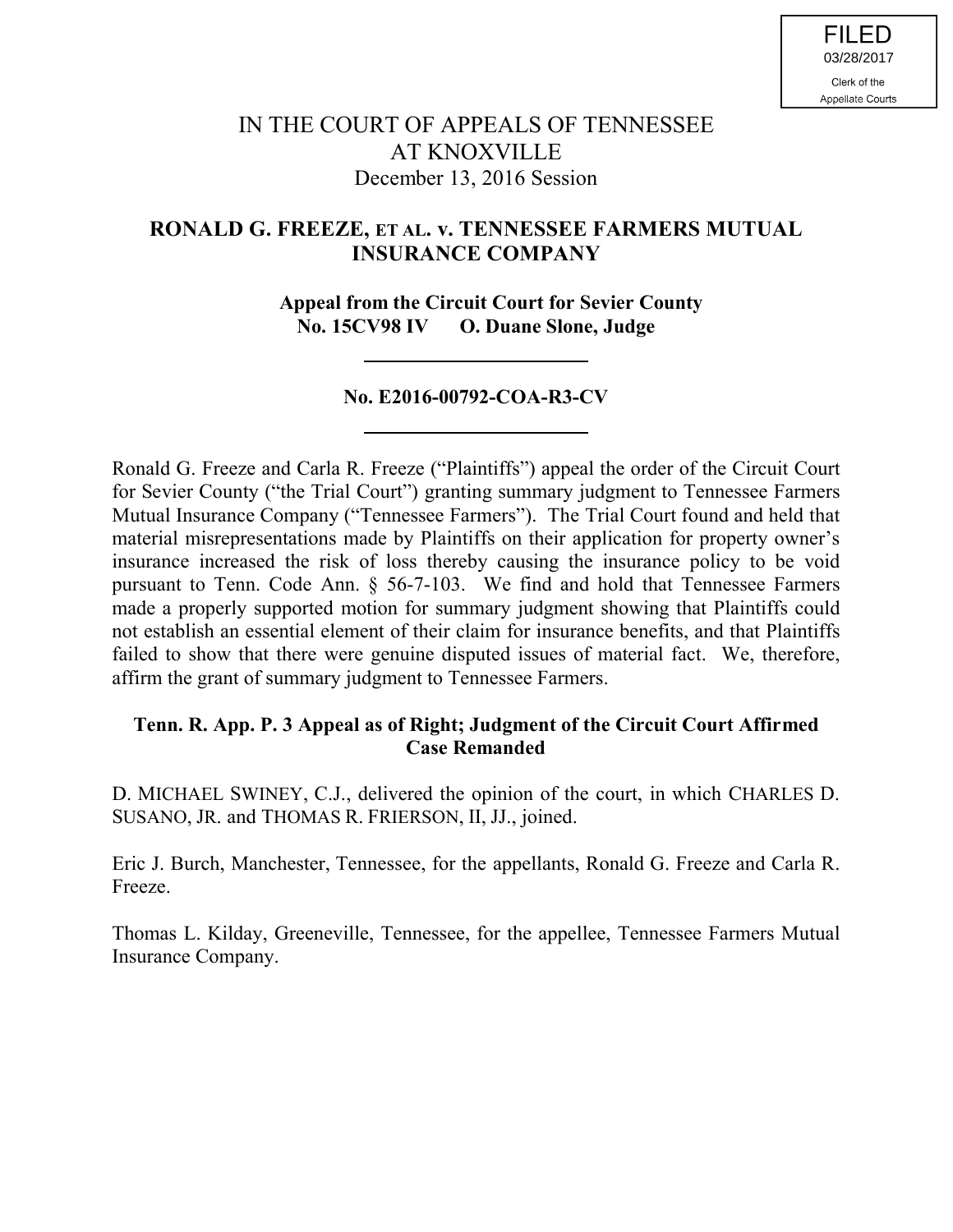FILED
03/28/2017
Clerk of the
Appellate Courts

IN THE COURT OF APPEALS OF TENNESSEE
AT KNOXVILLE
December 13, 2016 Session

**RONALD G. FREEZE, ET AL. v. TENNESSEE FARMERS MUTUAL INSURANCE COMPANY**

**Appeal from the Circuit Court for Sevier County**
**No. 15CV98 IV O. Duane Slone, Judge**

---

**No. E2016-00792-COA-R3-CV**

---

Ronald G. Freeze and Carla R. Freeze ("Plaintiffs") appeal the order of the Circuit Court for Sevier County ("the Trial Court") granting summary judgment to Tennessee Farmers Mutual Insurance Company ("Tennessee Farmers"). The Trial Court found and held that material misrepresentations made by Plaintiffs on their application for property owner's insurance increased the risk of loss thereby causing the insurance policy to be void pursuant to Tenn. Code Ann. § 56-7-103. We find and hold that Tennessee Farmers made a properly supported motion for summary judgment showing that Plaintiffs could not establish an essential element of their claim for insurance benefits, and that Plaintiffs failed to show that there were genuine disputed issues of material fact. We, therefore, affirm the grant of summary judgment to Tennessee Farmers.

**Tenn. R. App. P. 3 Appeal as of Right; Judgment of the Circuit Court Affirmed Case Remanded**

D. MICHAEL SWINEY, C.J., delivered the opinion of the court, in which CHARLES D. SUSANO, JR. and THOMAS R. FRIERSON, II, JJ., joined.

Eric J. Burch, Manchester, Tennessee, for the appellants, Ronald G. Freeze and Carla R. Freeze.

Thomas L. Kilday, Greeneville, Tennessee, for the appellee, Tennessee Farmers Mutual Insurance Company.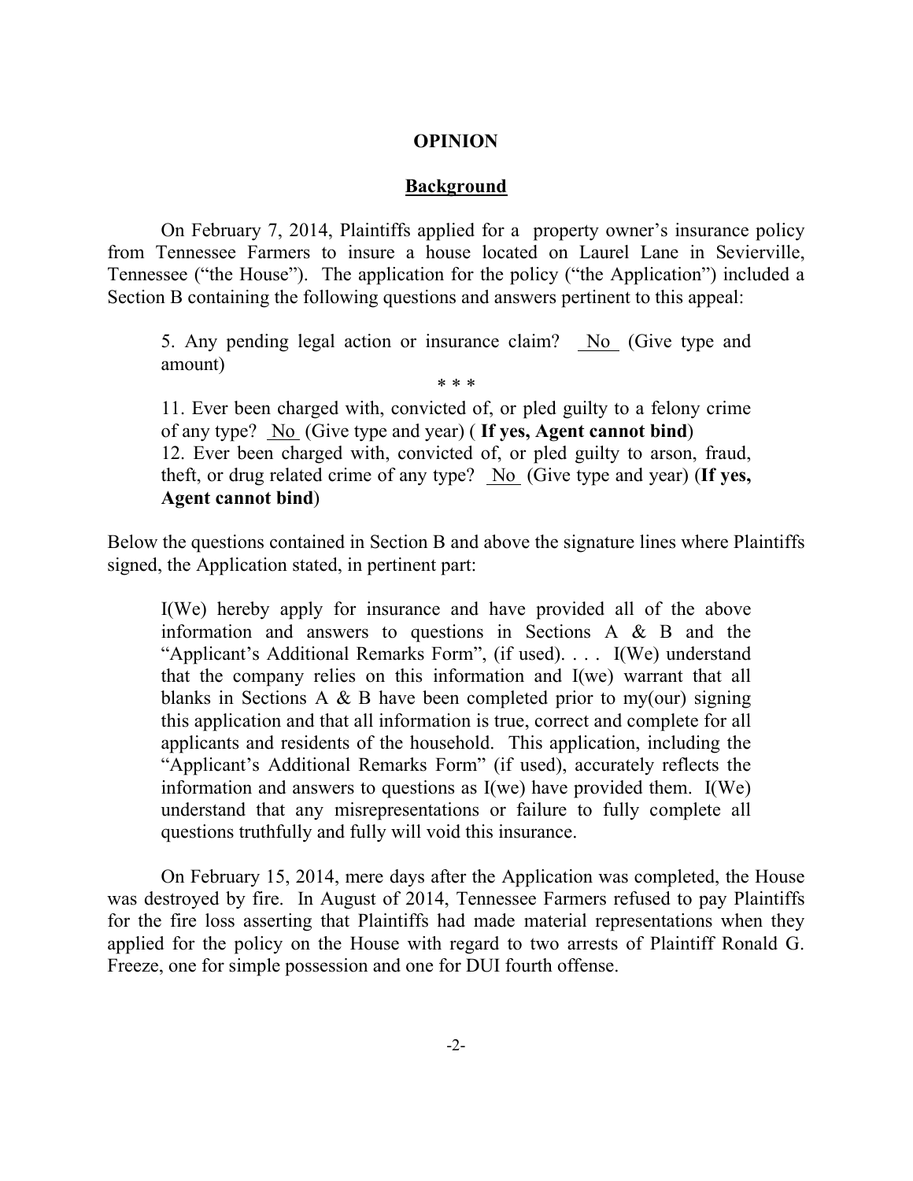## OPINION

### Background

On February 7, 2014, Plaintiffs applied for a property owner's insurance policy from Tennessee Farmers to insure a house located on Laurel Lane in Sevierville, Tennessee ("the House"). The application for the policy ("the Application") included a Section B containing the following questions and answers pertinent to this appeal:

> 5. Any pending legal action or insurance claim? No (Give type and amount)
>
> \* \* \*
>
> 11. Ever been charged with, convicted of, or pled guilty to a felony crime of any type? No (Give type and year) ( **If yes, Agent cannot bind**)
> 12. Ever been charged with, convicted of, or pled guilty to arson, fraud, theft, or drug related crime of any type? No (Give type and year) (**If yes, Agent cannot bind**)

Below the questions contained in Section B and above the signature lines where Plaintiffs signed, the Application stated, in pertinent part:

> I(We) hereby apply for insurance and have provided all of the above information and answers to questions in Sections A & B and the "Applicant's Additional Remarks Form", (if used). . . . I(We) understand that the company relies on this information and I(we) warrant that all blanks in Sections A & B have been completed prior to my(our) signing this application and that all information is true, correct and complete for all applicants and residents of the household. This application, including the "Applicant's Additional Remarks Form" (if used), accurately reflects the information and answers to questions as I(we) have provided them. I(We) understand that any misrepresentations or failure to fully complete all questions truthfully and fully will void this insurance.

On February 15, 2014, mere days after the Application was completed, the House was destroyed by fire. In August of 2014, Tennessee Farmers refused to pay Plaintiffs for the fire loss asserting that Plaintiffs had made material representations when they applied for the policy on the House with regard to two arrests of Plaintiff Ronald G. Freeze, one for simple possession and one for DUI fourth offense.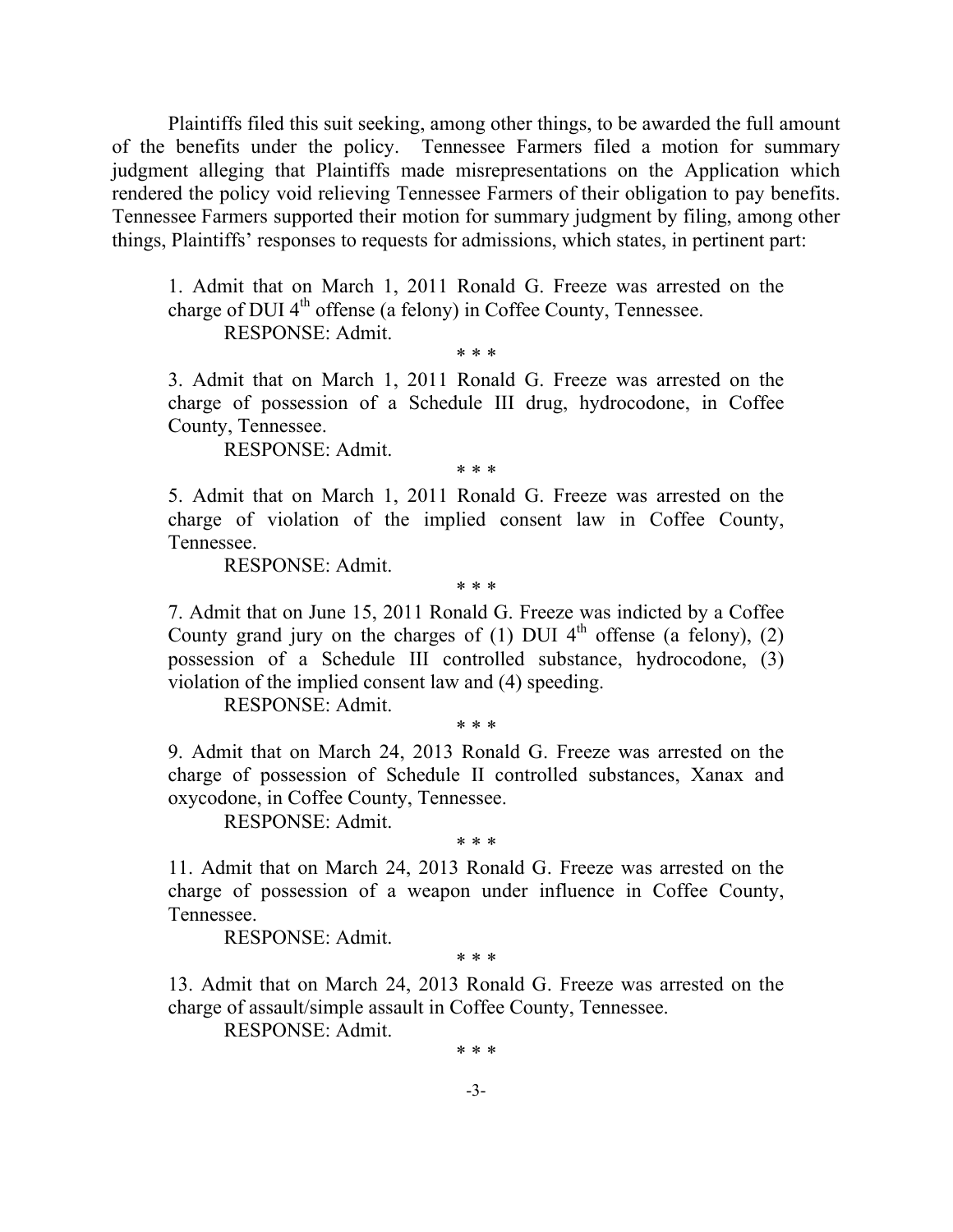Plaintiffs filed this suit seeking, among other things, to be awarded the full amount of the benefits under the policy. Tennessee Farmers filed a motion for summary judgment alleging that Plaintiffs made misrepresentations on the Application which rendered the policy void relieving Tennessee Farmers of their obligation to pay benefits. Tennessee Farmers supported their motion for summary judgment by filing, among other things, Plaintiffs' responses to requests for admissions, which states, in pertinent part:

> 1. Admit that on March 1, 2011 Ronald G. Freeze was arrested on the charge of DUI 4th offense (a felony) in Coffee County, Tennessee.
>
> RESPONSE: Admit.
>
> \* \* \*
>
> 3. Admit that on March 1, 2011 Ronald G. Freeze was arrested on the charge of possession of a Schedule III drug, hydrocodone, in Coffee County, Tennessee.
>
> RESPONSE: Admit.
>
> \* \* \*
>
> 5. Admit that on March 1, 2011 Ronald G. Freeze was arrested on the charge of violation of the implied consent law in Coffee County, Tennessee.
>
> RESPONSE: Admit.
>
> \* \* \*
>
> 7. Admit that on June 15, 2011 Ronald G. Freeze was indicted by a Coffee County grand jury on the charges of (1) DUI 4th offense (a felony), (2) possession of a Schedule III controlled substance, hydrocodone, (3) violation of the implied consent law and (4) speeding.
>
> RESPONSE: Admit.
>
> \* \* \*
>
> 9. Admit that on March 24, 2013 Ronald G. Freeze was arrested on the charge of possession of Schedule II controlled substances, Xanax and oxycodone, in Coffee County, Tennessee.
>
> RESPONSE: Admit.
>
> \* \* \*
>
> 11. Admit that on March 24, 2013 Ronald G. Freeze was arrested on the charge of possession of a weapon under influence in Coffee County, Tennessee.
>
> RESPONSE: Admit.
>
> \* \* \*
>
> 13. Admit that on March 24, 2013 Ronald G. Freeze was arrested on the charge of assault/simple assault in Coffee County, Tennessee.
>
> RESPONSE: Admit.
>
> \* \* \*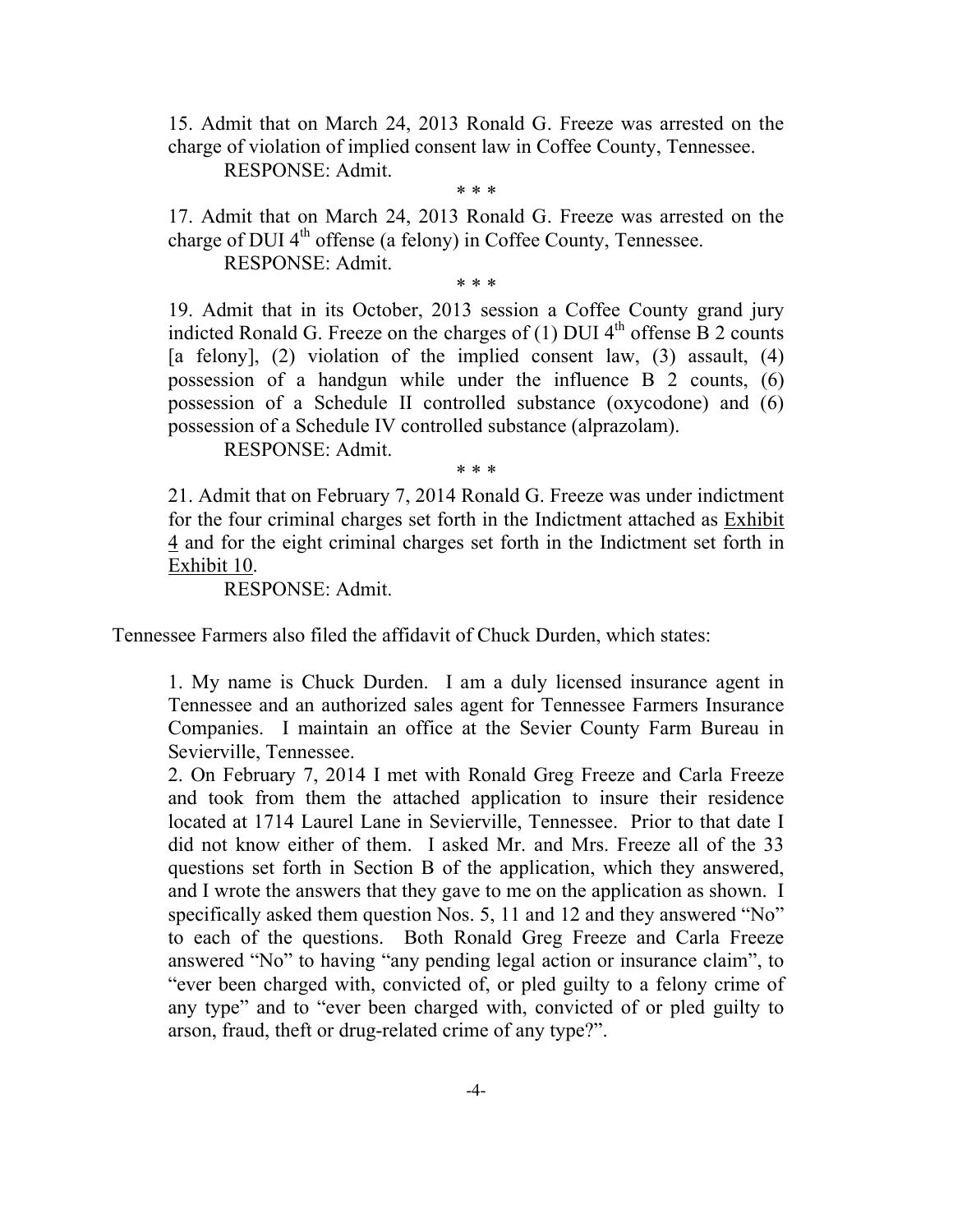> 15. Admit that on March 24, 2013 Ronald G. Freeze was arrested on the charge of violation of implied consent law in Coffee County, Tennessee.
>
> RESPONSE: Admit.
>
> \* \* \*
>
> 17. Admit that on March 24, 2013 Ronald G. Freeze was arrested on the charge of DUI 4th offense (a felony) in Coffee County, Tennessee.
>
> RESPONSE: Admit.
>
> \* \* \*
>
> 19. Admit that in its October, 2013 session a Coffee County grand jury indicted Ronald G. Freeze on the charges of (1) DUI 4th offense B 2 counts [a felony], (2) violation of the implied consent law, (3) assault, (4) possession of a handgun while under the influence B 2 counts, (6) possession of a Schedule II controlled substance (oxycodone) and (6) possession of a Schedule IV controlled substance (alprazolam).
>
> RESPONSE: Admit.
>
> \* \* \*
>
> 21. Admit that on February 7, 2014 Ronald G. Freeze was under indictment for the four criminal charges set forth in the Indictment attached as <u>Exhibit 4</u> and for the eight criminal charges set forth in the Indictment set forth in <u>Exhibit 10</u>.
>
> RESPONSE: Admit.

Tennessee Farmers also filed the affidavit of Chuck Durden, which states:

> 1. My name is Chuck Durden. I am a duly licensed insurance agent in Tennessee and an authorized sales agent for Tennessee Farmers Insurance Companies. I maintain an office at the Sevier County Farm Bureau in Sevierville, Tennessee.
>
> 2. On February 7, 2014 I met with Ronald Greg Freeze and Carla Freeze and took from them the attached application to insure their residence located at 1714 Laurel Lane in Sevierville, Tennessee. Prior to that date I did not know either of them. I asked Mr. and Mrs. Freeze all of the 33 questions set forth in Section B of the application, which they answered, and I wrote the answers that they gave to me on the application as shown. I specifically asked them question Nos. 5, 11 and 12 and they answered "No" to each of the questions. Both Ronald Greg Freeze and Carla Freeze answered "No" to having "any pending legal action or insurance claim", to "ever been charged with, convicted of, or pled guilty to a felony crime of any type" and to "ever been charged with, convicted of or pled guilty to arson, fraud, theft or drug-related crime of any type?".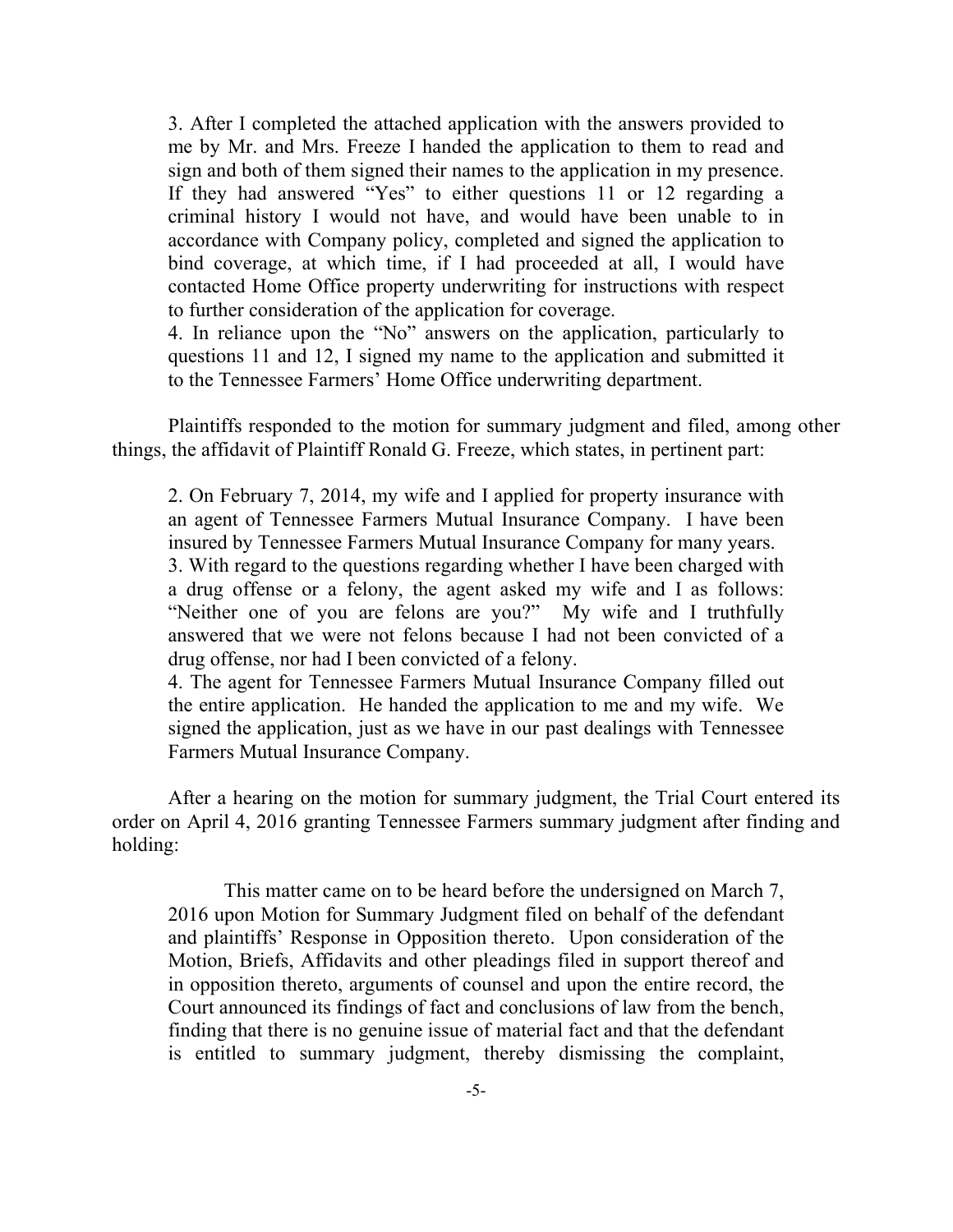> 3. After I completed the attached application with the answers provided to me by Mr. and Mrs. Freeze I handed the application to them to read and sign and both of them signed their names to the application in my presence. If they had answered "Yes" to either questions 11 or 12 regarding a criminal history I would not have, and would have been unable to in accordance with Company policy, completed and signed the application to bind coverage, at which time, if I had proceeded at all, I would have contacted Home Office property underwriting for instructions with respect to further consideration of the application for coverage.
>
> 4. In reliance upon the "No" answers on the application, particularly to questions 11 and 12, I signed my name to the application and submitted it to the Tennessee Farmers' Home Office underwriting department.

Plaintiffs responded to the motion for summary judgment and filed, among other things, the affidavit of Plaintiff Ronald G. Freeze, which states, in pertinent part:

> 2. On February 7, 2014, my wife and I applied for property insurance with an agent of Tennessee Farmers Mutual Insurance Company. I have been insured by Tennessee Farmers Mutual Insurance Company for many years.
>
> 3. With regard to the questions regarding whether I have been charged with a drug offense or a felony, the agent asked my wife and I as follows: "Neither one of you are felons are you?" My wife and I truthfully answered that we were not felons because I had not been convicted of a drug offense, nor had I been convicted of a felony.
>
> 4. The agent for Tennessee Farmers Mutual Insurance Company filled out the entire application. He handed the application to me and my wife. We signed the application, just as we have in our past dealings with Tennessee Farmers Mutual Insurance Company.

After a hearing on the motion for summary judgment, the Trial Court entered its order on April 4, 2016 granting Tennessee Farmers summary judgment after finding and holding:

> This matter came on to be heard before the undersigned on March 7, 2016 upon Motion for Summary Judgment filed on behalf of the defendant and plaintiffs' Response in Opposition thereto. Upon consideration of the Motion, Briefs, Affidavits and other pleadings filed in support thereof and in opposition thereto, arguments of counsel and upon the entire record, the Court announced its findings of fact and conclusions of law from the bench, finding that there is no genuine issue of material fact and that the defendant is entitled to summary judgment, thereby dismissing the complaint,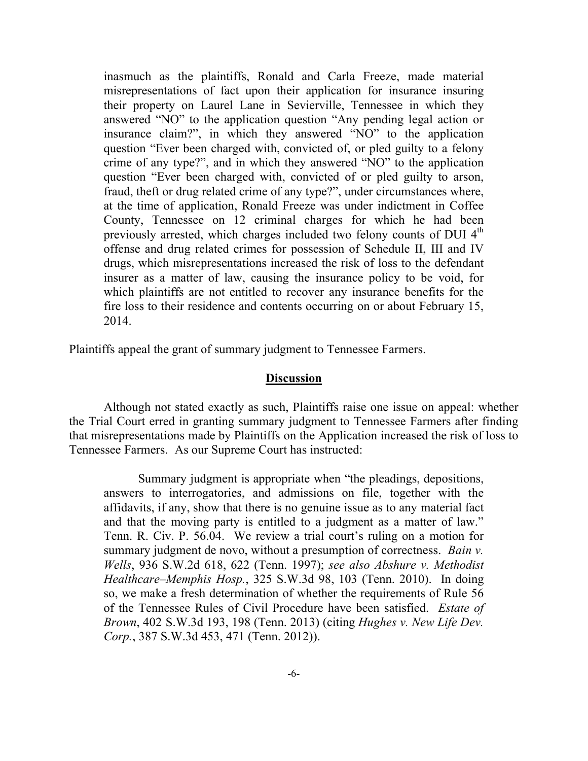> inasmuch as the plaintiffs, Ronald and Carla Freeze, made material misrepresentations of fact upon their application for insurance insuring their property on Laurel Lane in Sevierville, Tennessee in which they answered "NO" to the application question "Any pending legal action or insurance claim?", in which they answered "NO" to the application question "Ever been charged with, convicted of, or pled guilty to a felony crime of any type?", and in which they answered "NO" to the application question "Ever been charged with, convicted of or pled guilty to arson, fraud, theft or drug related crime of any type?", under circumstances where, at the time of application, Ronald Freeze was under indictment in Coffee County, Tennessee on 12 criminal charges for which he had been previously arrested, which charges included two felony counts of DUI 4th offense and drug related crimes for possession of Schedule II, III and IV drugs, which misrepresentations increased the risk of loss to the defendant insurer as a matter of law, causing the insurance policy to be void, for which plaintiffs are not entitled to recover any insurance benefits for the fire loss to their residence and contents occurring on or about February 15, 2014.

Plaintiffs appeal the grant of summary judgment to Tennessee Farmers.

## Discussion

Although not stated exactly as such, Plaintiffs raise one issue on appeal: whether the Trial Court erred in granting summary judgment to Tennessee Farmers after finding that misrepresentations made by Plaintiffs on the Application increased the risk of loss to Tennessee Farmers. As our Supreme Court has instructed:

> Summary judgment is appropriate when "the pleadings, depositions, answers to interrogatories, and admissions on file, together with the affidavits, if any, show that there is no genuine issue as to any material fact and that the moving party is entitled to a judgment as a matter of law." Tenn. R. Civ. P. 56.04. We review a trial court's ruling on a motion for summary judgment de novo, without a presumption of correctness. *Bain v. Wells*, 936 S.W.2d 618, 622 (Tenn. 1997); *see also Abshure v. Methodist Healthcare–Memphis Hosp.*, 325 S.W.3d 98, 103 (Tenn. 2010). In doing so, we make a fresh determination of whether the requirements of Rule 56 of the Tennessee Rules of Civil Procedure have been satisfied. *Estate of Brown*, 402 S.W.3d 193, 198 (Tenn. 2013) (citing *Hughes v. New Life Dev. Corp.*, 387 S.W.3d 453, 471 (Tenn. 2012)).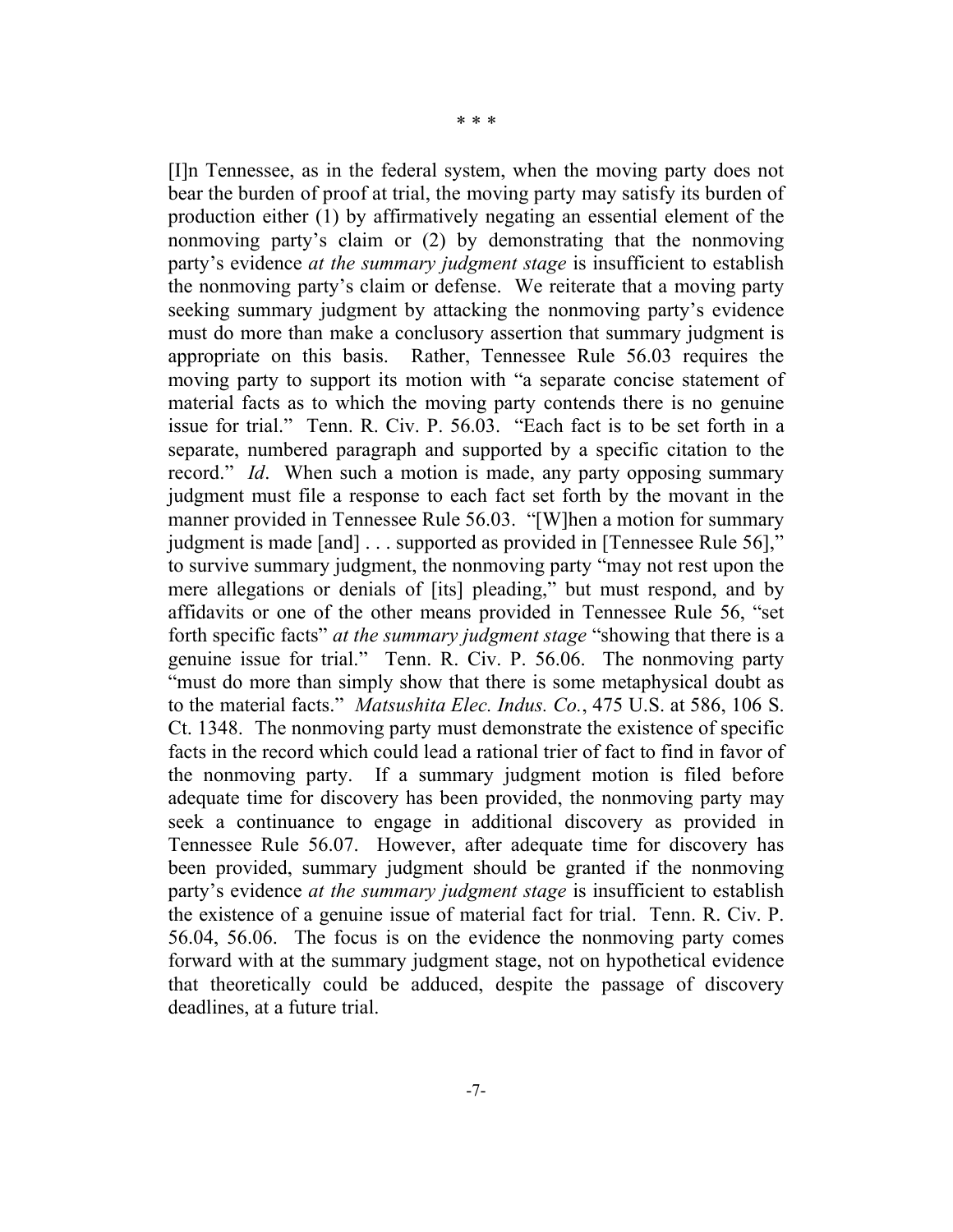\* \* \*

[I]n Tennessee, as in the federal system, when the moving party does not bear the burden of proof at trial, the moving party may satisfy its burden of production either (1) by affirmatively negating an essential element of the nonmoving party's claim or (2) by demonstrating that the nonmoving party's evidence *at the summary judgment stage* is insufficient to establish the nonmoving party's claim or defense. We reiterate that a moving party seeking summary judgment by attacking the nonmoving party's evidence must do more than make a conclusory assertion that summary judgment is appropriate on this basis. Rather, Tennessee Rule 56.03 requires the moving party to support its motion with "a separate concise statement of material facts as to which the moving party contends there is no genuine issue for trial." Tenn. R. Civ. P. 56.03. "Each fact is to be set forth in a separate, numbered paragraph and supported by a specific citation to the record." *Id*. When such a motion is made, any party opposing summary judgment must file a response to each fact set forth by the movant in the manner provided in Tennessee Rule 56.03. "[W]hen a motion for summary judgment is made [and] . . . supported as provided in [Tennessee Rule 56]," to survive summary judgment, the nonmoving party "may not rest upon the mere allegations or denials of [its] pleading," but must respond, and by affidavits or one of the other means provided in Tennessee Rule 56, "set forth specific facts" *at the summary judgment stage* "showing that there is a genuine issue for trial." Tenn. R. Civ. P. 56.06. The nonmoving party "must do more than simply show that there is some metaphysical doubt as to the material facts." *Matsushita Elec. Indus. Co.*, 475 U.S. at 586, 106 S. Ct. 1348. The nonmoving party must demonstrate the existence of specific facts in the record which could lead a rational trier of fact to find in favor of the nonmoving party. If a summary judgment motion is filed before adequate time for discovery has been provided, the nonmoving party may seek a continuance to engage in additional discovery as provided in Tennessee Rule 56.07. However, after adequate time for discovery has been provided, summary judgment should be granted if the nonmoving party's evidence *at the summary judgment stage* is insufficient to establish the existence of a genuine issue of material fact for trial. Tenn. R. Civ. P. 56.04, 56.06. The focus is on the evidence the nonmoving party comes forward with at the summary judgment stage, not on hypothetical evidence that theoretically could be adduced, despite the passage of discovery deadlines, at a future trial.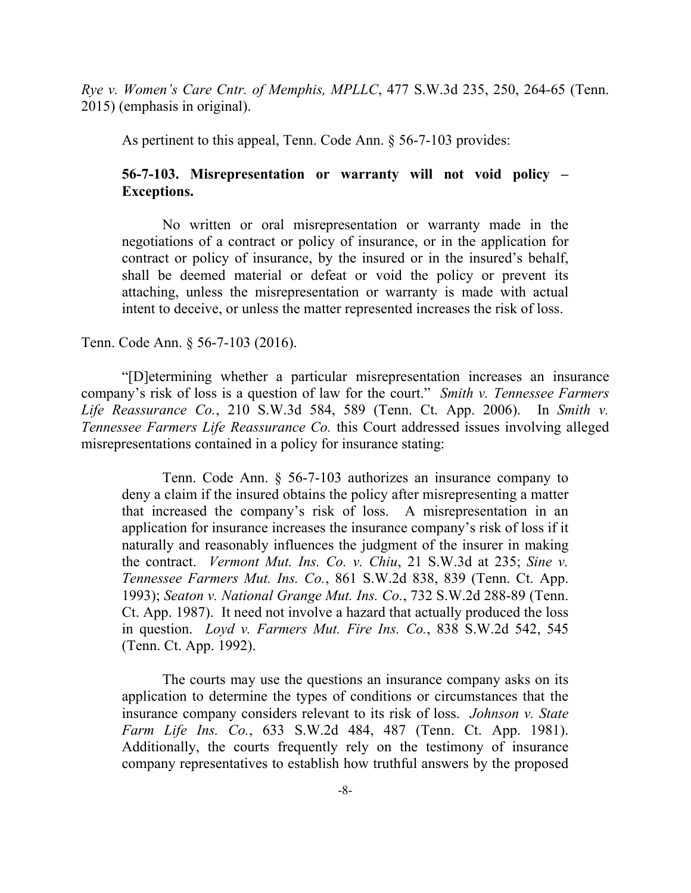*Rye v. Women's Care Cntr. of Memphis, MPLLC*, 477 S.W.3d 235, 250, 264-65 (Tenn. 2015) (emphasis in original).

As pertinent to this appeal, Tenn. Code Ann. § 56-7-103 provides:

> **56-7-103. Misrepresentation or warranty will not void policy – Exceptions.**
>
> No written or oral misrepresentation or warranty made in the negotiations of a contract or policy of insurance, or in the application for contract or policy of insurance, by the insured or in the insured's behalf, shall be deemed material or defeat or void the policy or prevent its attaching, unless the misrepresentation or warranty is made with actual intent to deceive, or unless the matter represented increases the risk of loss.

Tenn. Code Ann. § 56-7-103 (2016).

"[D]etermining whether a particular misrepresentation increases an insurance company's risk of loss is a question of law for the court." *Smith v. Tennessee Farmers Life Reassurance Co.*, 210 S.W.3d 584, 589 (Tenn. Ct. App. 2006). In *Smith v. Tennessee Farmers Life Reassurance Co.* this Court addressed issues involving alleged misrepresentations contained in a policy for insurance stating:

> Tenn. Code Ann. § 56-7-103 authorizes an insurance company to deny a claim if the insured obtains the policy after misrepresenting a matter that increased the company's risk of loss. A misrepresentation in an application for insurance increases the insurance company's risk of loss if it naturally and reasonably influences the judgment of the insurer in making the contract. *Vermont Mut. Ins. Co. v. Chiu*, 21 S.W.3d at 235; *Sine v. Tennessee Farmers Mut. Ins. Co.*, 861 S.W.2d 838, 839 (Tenn. Ct. App. 1993); *Seaton v. National Grange Mut. Ins. Co.*, 732 S.W.2d 288-89 (Tenn. Ct. App. 1987). It need not involve a hazard that actually produced the loss in question. *Loyd v. Farmers Mut. Fire Ins. Co.*, 838 S.W.2d 542, 545 (Tenn. Ct. App. 1992).
>
> The courts may use the questions an insurance company asks on its application to determine the types of conditions or circumstances that the insurance company considers relevant to its risk of loss. *Johnson v. State Farm Life Ins. Co.*, 633 S.W.2d 484, 487 (Tenn. Ct. App. 1981). Additionally, the courts frequently rely on the testimony of insurance company representatives to establish how truthful answers by the proposed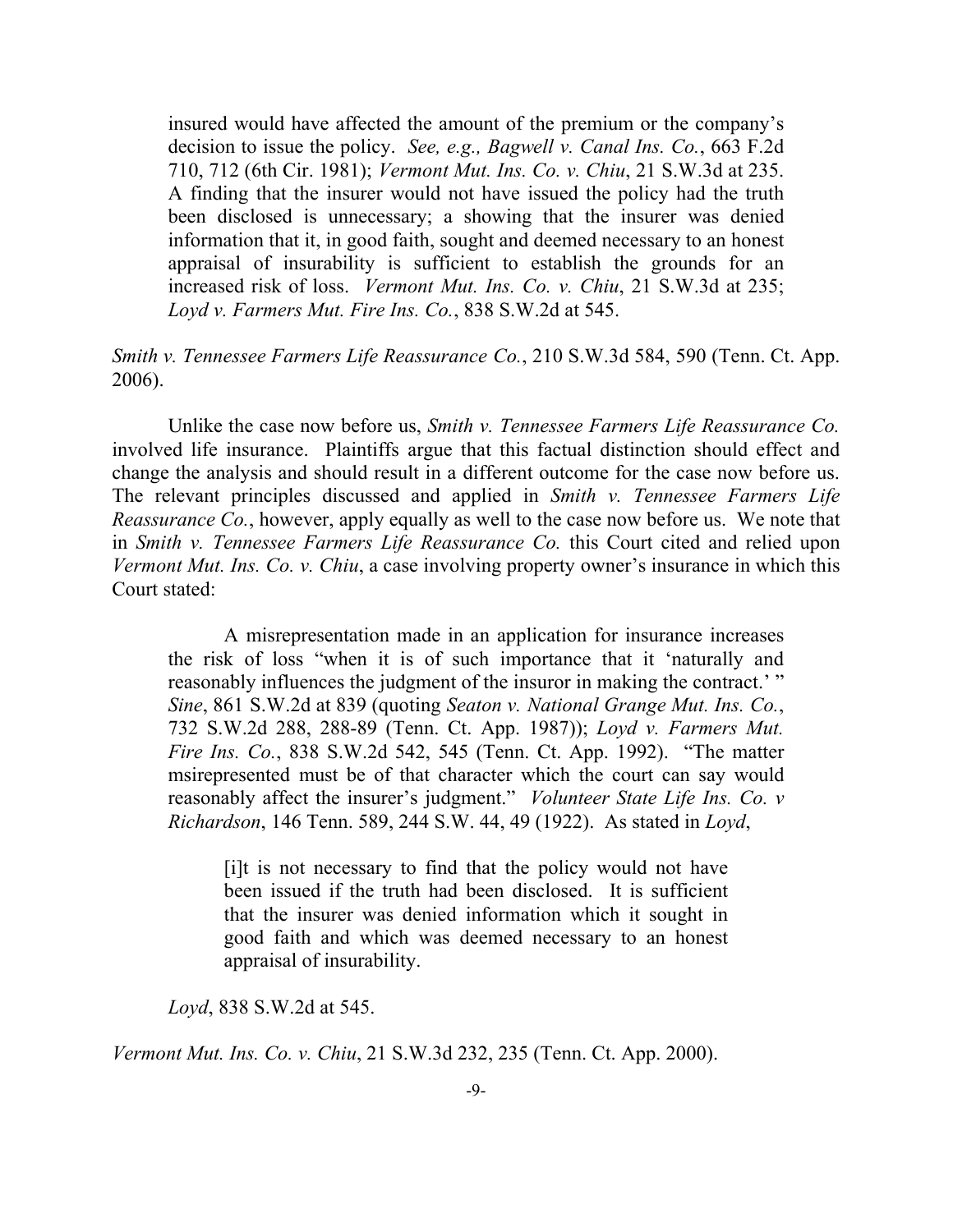> insured would have affected the amount of the premium or the company's decision to issue the policy. *See, e.g., Bagwell v. Canal Ins. Co.*, 663 F.2d 710, 712 (6th Cir. 1981); *Vermont Mut. Ins. Co. v. Chiu*, 21 S.W.3d at 235. A finding that the insurer would not have issued the policy had the truth been disclosed is unnecessary; a showing that the insurer was denied information that it, in good faith, sought and deemed necessary to an honest appraisal of insurability is sufficient to establish the grounds for an increased risk of loss. *Vermont Mut. Ins. Co. v. Chiu*, 21 S.W.3d at 235; *Loyd v. Farmers Mut. Fire Ins. Co.*, 838 S.W.2d at 545.

*Smith v. Tennessee Farmers Life Reassurance Co.*, 210 S.W.3d 584, 590 (Tenn. Ct. App. 2006).

Unlike the case now before us, *Smith v. Tennessee Farmers Life Reassurance Co.* involved life insurance. Plaintiffs argue that this factual distinction should effect and change the analysis and should result in a different outcome for the case now before us. The relevant principles discussed and applied in *Smith v. Tennessee Farmers Life Reassurance Co.*, however, apply equally as well to the case now before us. We note that in *Smith v. Tennessee Farmers Life Reassurance Co.* this Court cited and relied upon *Vermont Mut. Ins. Co. v. Chiu*, a case involving property owner's insurance in which this Court stated:

> A misrepresentation made in an application for insurance increases the risk of loss "when it is of such importance that it 'naturally and reasonably influences the judgment of the insuror in making the contract.' " *Sine*, 861 S.W.2d at 839 (quoting *Seaton v. National Grange Mut. Ins. Co.*, 732 S.W.2d 288, 288-89 (Tenn. Ct. App. 1987)); *Loyd v. Farmers Mut. Fire Ins. Co.*, 838 S.W.2d 542, 545 (Tenn. Ct. App. 1992). "The matter msirepresented must be of that character which the court can say would reasonably affect the insurer's judgment." *Volunteer State Life Ins. Co. v Richardson*, 146 Tenn. 589, 244 S.W. 44, 49 (1922). As stated in *Loyd*,
>
> > [i]t is not necessary to find that the policy would not have been issued if the truth had been disclosed. It is sufficient that the insurer was denied information which it sought in good faith and which was deemed necessary to an honest appraisal of insurability.
>
> *Loyd*, 838 S.W.2d at 545.

*Vermont Mut. Ins. Co. v. Chiu*, 21 S.W.3d 232, 235 (Tenn. Ct. App. 2000).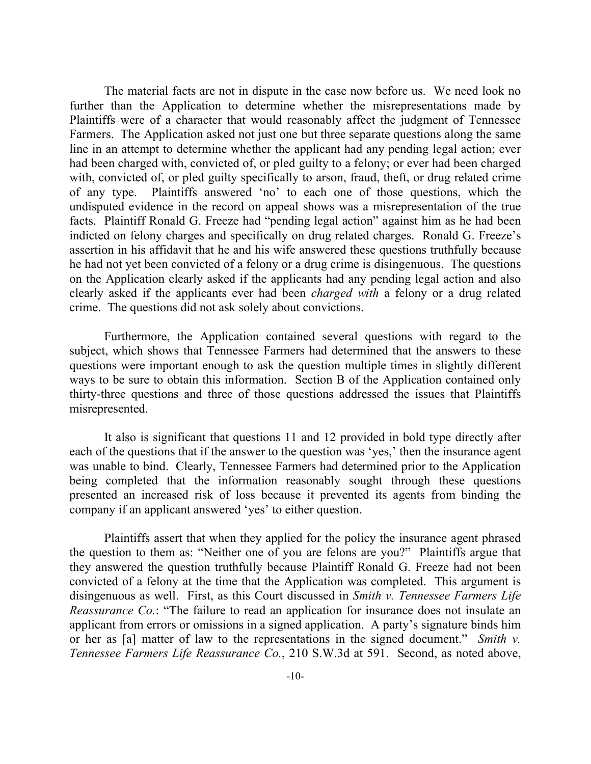The material facts are not in dispute in the case now before us. We need look no further than the Application to determine whether the misrepresentations made by Plaintiffs were of a character that would reasonably affect the judgment of Tennessee Farmers. The Application asked not just one but three separate questions along the same line in an attempt to determine whether the applicant had any pending legal action; ever had been charged with, convicted of, or pled guilty to a felony; or ever had been charged with, convicted of, or pled guilty specifically to arson, fraud, theft, or drug related crime of any type. Plaintiffs answered 'no' to each one of those questions, which the undisputed evidence in the record on appeal shows was a misrepresentation of the true facts. Plaintiff Ronald G. Freeze had "pending legal action" against him as he had been indicted on felony charges and specifically on drug related charges. Ronald G. Freeze's assertion in his affidavit that he and his wife answered these questions truthfully because he had not yet been convicted of a felony or a drug crime is disingenuous. The questions on the Application clearly asked if the applicants had any pending legal action and also clearly asked if the applicants ever had been *charged with* a felony or a drug related crime. The questions did not ask solely about convictions.

Furthermore, the Application contained several questions with regard to the subject, which shows that Tennessee Farmers had determined that the answers to these questions were important enough to ask the question multiple times in slightly different ways to be sure to obtain this information. Section B of the Application contained only thirty-three questions and three of those questions addressed the issues that Plaintiffs misrepresented.

It also is significant that questions 11 and 12 provided in bold type directly after each of the questions that if the answer to the question was 'yes,' then the insurance agent was unable to bind. Clearly, Tennessee Farmers had determined prior to the Application being completed that the information reasonably sought through these questions presented an increased risk of loss because it prevented its agents from binding the company if an applicant answered 'yes' to either question.

Plaintiffs assert that when they applied for the policy the insurance agent phrased the question to them as: "Neither one of you are felons are you?" Plaintiffs argue that they answered the question truthfully because Plaintiff Ronald G. Freeze had not been convicted of a felony at the time that the Application was completed. This argument is disingenuous as well. First, as this Court discussed in *Smith v. Tennessee Farmers Life Reassurance Co.*: "The failure to read an application for insurance does not insulate an applicant from errors or omissions in a signed application. A party's signature binds him or her as [a] matter of law to the representations in the signed document." *Smith v. Tennessee Farmers Life Reassurance Co.*, 210 S.W.3d at 591. Second, as noted above,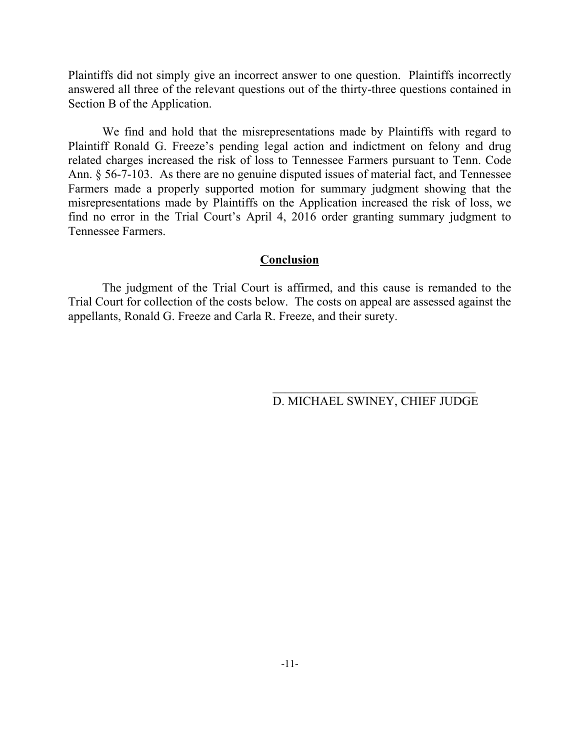Plaintiffs did not simply give an incorrect answer to one question. Plaintiffs incorrectly answered all three of the relevant questions out of the thirty-three questions contained in Section B of the Application.

We find and hold that the misrepresentations made by Plaintiffs with regard to Plaintiff Ronald G. Freeze's pending legal action and indictment on felony and drug related charges increased the risk of loss to Tennessee Farmers pursuant to Tenn. Code Ann. § 56-7-103. As there are no genuine disputed issues of material fact, and Tennessee Farmers made a properly supported motion for summary judgment showing that the misrepresentations made by Plaintiffs on the Application increased the risk of loss, we find no error in the Trial Court's April 4, 2016 order granting summary judgment to Tennessee Farmers.

## **Conclusion**

The judgment of the Trial Court is affirmed, and this cause is remanded to the Trial Court for collection of the costs below. The costs on appeal are assessed against the appellants, Ronald G. Freeze and Carla R. Freeze, and their surety.

\_\_\_\_\_\_\_\_\_\_\_\_\_\_\_\_\_\_\_\_\_\_\_\_\_\_\_\_\_\_\_\_\_\_

D. MICHAEL SWINEY, CHIEF JUDGE